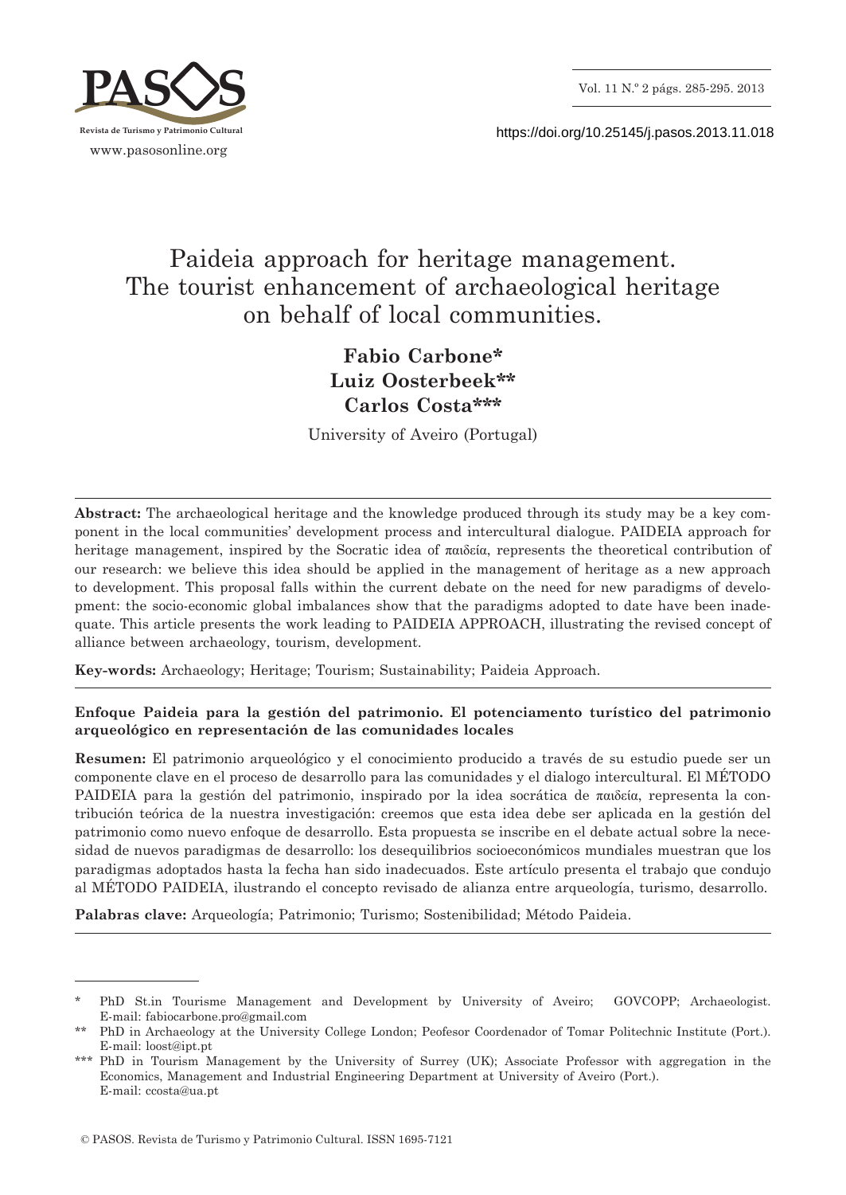# Paideia approach for heritage management. The tourist enhancement of archaeological heritage on behalf of local communities.

**Fabio Carbone***
**Luiz Oosterbeek****
**Carlos Costa*****

University of Aveiro (Portugal)

---

**Abstract:** The archaeological heritage and the knowledge produced through its study may be a key component in the local communities' development process and intercultural dialogue. PAIDEIA approach for heritage management, inspired by the Socratic idea of παιδεία, represents the theoretical contribution of our research: we believe this idea should be applied in the management of heritage as a new approach to development. This proposal falls within the current debate on the need for new paradigms of development: the socio-economic global imbalances show that the paradigms adopted to date have been inadequate. This article presents the work leading to PAIDEIA APPROACH, illustrating the revised concept of alliance between archaeology, tourism, development.

**Key-words:** Archaeology; Heritage; Tourism; Sustainability; Paideia Approach.

---

**Enfoque Paideia para la gestión del patrimonio. El potenciamento turístico del patrimonio arqueológico en representación de las comunidades locales**

**Resumen:** El patrimonio arqueológico y el conocimiento producido a través de su estudio puede ser un componente clave en el proceso de desarrollo para las comunidades y el dialogo intercultural. El MÉTODO PAIDEIA para la gestión del patrimonio, inspirado por la idea socrática de παιδεία, representa la contribución teórica de la nuestra investigación: creemos que esta idea debe ser aplicada en la gestión del patrimonio como nuevo enfoque de desarrollo. Esta propuesta se inscribe en el debate actual sobre la necesidad de nuevos paradigmas de desarrollo: los desequilibrios socioeconómicos mundiales muestran que los paradigmas adoptados hasta la fecha han sido inadecuados. Este artículo presenta el trabajo que condujo al MÉTODO PAIDEIA, ilustrando el concepto revisado de alianza entre arqueología, turismo, desarrollo.

**Palabras clave:** Arqueología; Patrimonio; Turismo; Sostenibilidad; Método Paideia.

---

\* PhD St.in Tourisme Management and Development by University of Aveiro; GOVCOPP; Archaeologist. E-mail: fabiocarbone.pro@gmail.com

\*\* PhD in Archaeology at the University College London; Peofesor Coordenador of Tomar Politechnic Institute (Port.). E-mail: loost@ipt.pt

\*\*\* PhD in Tourism Management by the University of Surrey (UK); Associate Professor with aggregation in the Economics, Management and Industrial Engineering Department at University of Aveiro (Port.). E-mail: ccosta@ua.pt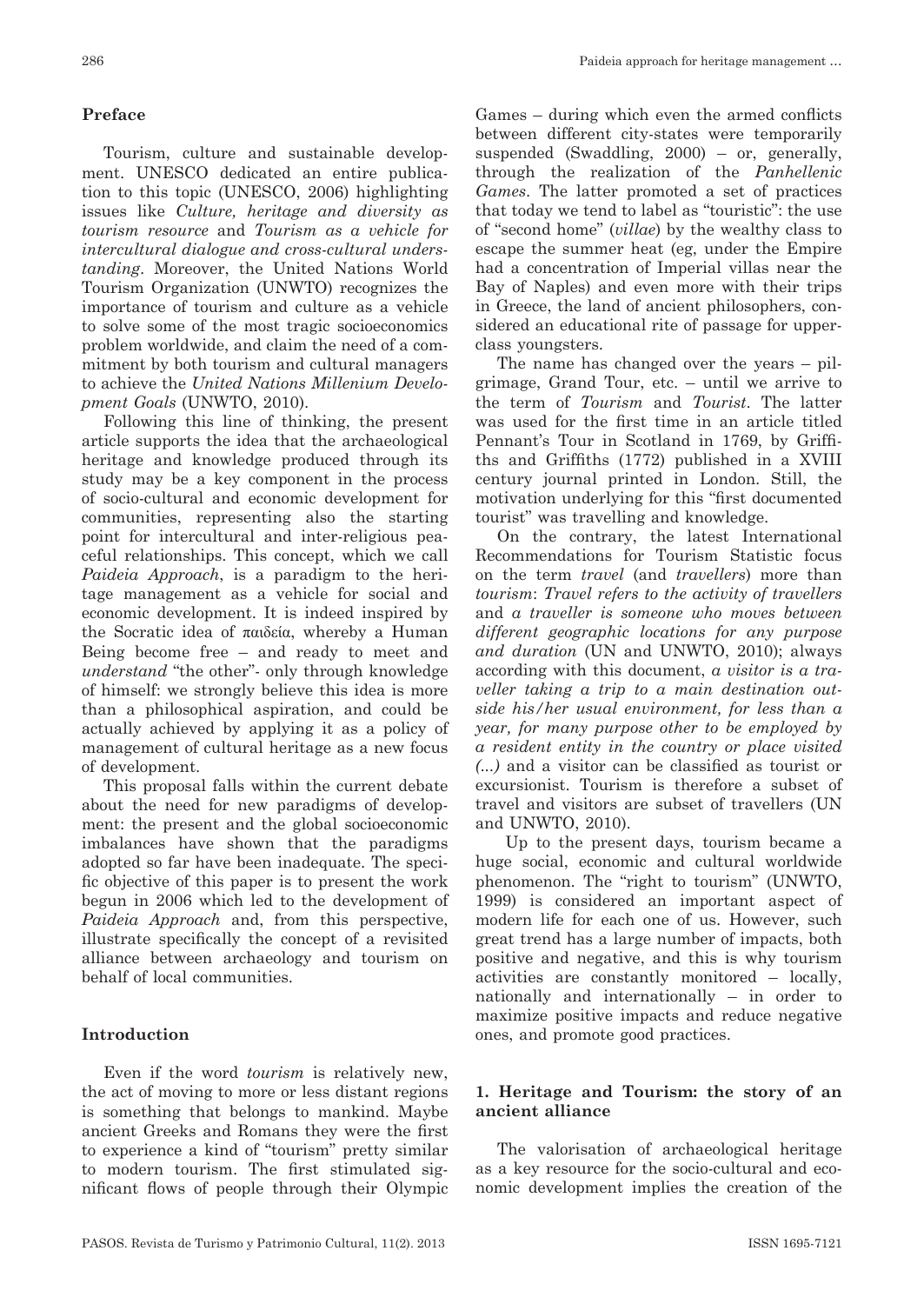## Preface

Tourism, culture and sustainable development. UNESCO dedicated an entire publication to this topic (UNESCO, 2006) highlighting issues like *Culture, heritage and diversity as tourism resource* and *Tourism as a vehicle for intercultural dialogue and cross-cultural understanding*. Moreover, the United Nations World Tourism Organization (UNWTO) recognizes the importance of tourism and culture as a vehicle to solve some of the most tragic socioeconomics problem worldwide, and claim the need of a commitment by both tourism and cultural managers to achieve the *United Nations Millenium Development Goals* (UNWTO, 2010).

Following this line of thinking, the present article supports the idea that the archaeological heritage and knowledge produced through its study may be a key component in the process of socio-cultural and economic development for communities, representing also the starting point for intercultural and inter-religious peaceful relationships. This concept, which we call *Paideia Approach*, is a paradigm to the heritage management as a vehicle for social and economic development. It is indeed inspired by the Socratic idea of παιδεία, whereby a Human Being become free – and ready to meet and *understand* "the other"- only through knowledge of himself: we strongly believe this idea is more than a philosophical aspiration, and could be actually achieved by applying it as a policy of management of cultural heritage as a new focus of development.

This proposal falls within the current debate about the need for new paradigms of development: the present and the global socioeconomic imbalances have shown that the paradigms adopted so far have been inadequate. The specific objective of this paper is to present the work begun in 2006 which led to the development of *Paideia Approach* and, from this perspective, illustrate specifically the concept of a revisited alliance between archaeology and tourism on behalf of local communities.

## Introduction

Even if the word *tourism* is relatively new, the act of moving to more or less distant regions is something that belongs to mankind. Maybe ancient Greeks and Romans they were the first to experience a kind of "tourism" pretty similar to modern tourism. The first stimulated significant flows of people through their Olympic Games – during which even the armed conflicts between different city-states were temporarily suspended (Swaddling, 2000) – or, generally, through the realization of the *Panhellenic Games*. The latter promoted a set of practices that today we tend to label as "touristic": the use of "second home" (*villae*) by the wealthy class to escape the summer heat (eg, under the Empire had a concentration of Imperial villas near the Bay of Naples) and even more with their trips in Greece, the land of ancient philosophers, considered an educational rite of passage for upper-class youngsters.

The name has changed over the years – pilgrimage, Grand Tour, etc. – until we arrive to the term of *Tourism* and *Tourist*. The latter was used for the first time in an article titled Pennant's Tour in Scotland in 1769, by Griffiths and Griffiths (1772) published in a XVIII century journal printed in London. Still, the motivation underlying for this "first documented tourist" was travelling and knowledge.

On the contrary, the latest International Recommendations for Tourism Statistic focus on the term *travel* (and *travellers*) more than *tourism*: *Travel refers to the activity of travellers* and *a traveller is someone who moves between different geographic locations for any purpose and duration* (UN and UNWTO, 2010); always according with this document, *a visitor is a traveller taking a trip to a main destination outside his/her usual environment, for less than a year, for many purpose other to be employed by a resident entity in the country or place visited (...)* and a visitor can be classified as tourist or excursionist. Tourism is therefore a subset of travel and visitors are subset of travellers (UN and UNWTO, 2010).

Up to the present days, tourism became a huge social, economic and cultural worldwide phenomenon. The "right to tourism" (UNWTO, 1999) is considered an important aspect of modern life for each one of us. However, such great trend has a large number of impacts, both positive and negative, and this is why tourism activities are constantly monitored – locally, nationally and internationally – in order to maximize positive impacts and reduce negative ones, and promote good practices.

## 1. Heritage and Tourism: the story of an ancient alliance

The valorisation of archaeological heritage as a key resource for the socio-cultural and economic development implies the creation of the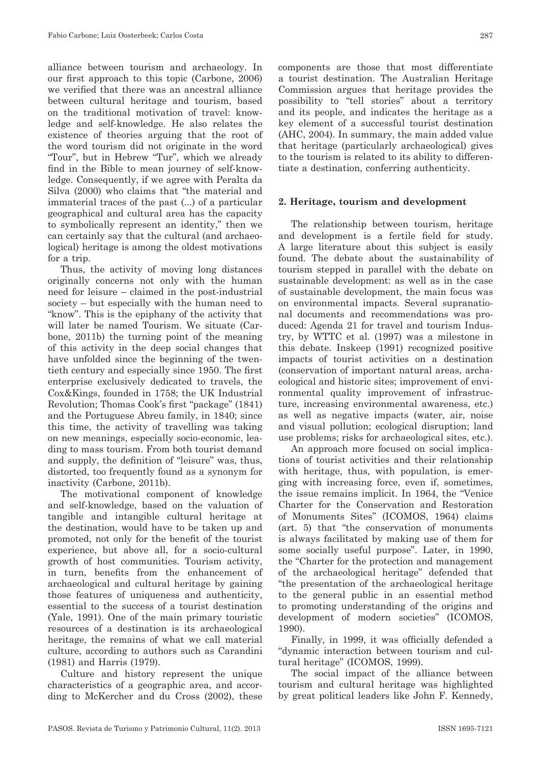alliance between tourism and archaeology. In our first approach to this topic (Carbone, 2006) we verified that there was an ancestral alliance between cultural heritage and tourism, based on the traditional motivation of travel: knowledge and self-knowledge. He also relates the existence of theories arguing that the root of the word tourism did not originate in the word "Tour", but in Hebrew "Tur", which we already find in the Bible to mean journey of self-knowledge. Consequently, if we agree with Peralta da Silva (2000) who claims that "the material and immaterial traces of the past (...) of a particular geographical and cultural area has the capacity to symbolically represent an identity," then we can certainly say that the cultural (and archaeological) heritage is among the oldest motivations for a trip.

Thus, the activity of moving long distances originally concerns not only with the human need for leisure – claimed in the post-industrial society – but especially with the human need to "know". This is the epiphany of the activity that will later be named Tourism. We situate (Carbone, 2011b) the turning point of the meaning of this activity in the deep social changes that have unfolded since the beginning of the twentieth century and especially since 1950. The first enterprise exclusively dedicated to travels, the Cox&Kings, founded in 1758; the UK Industrial Revolution; Thomas Cook's first "package" (1841) and the Portuguese Abreu family, in 1840; since this time, the activity of travelling was taking on new meanings, especially socio-economic, leading to mass tourism. From both tourist demand and supply, the definition of "leisure" was, thus, distorted, too frequently found as a synonym for inactivity (Carbone, 2011b).

The motivational component of knowledge and self-knowledge, based on the valuation of tangible and intangible cultural heritage at the destination, would have to be taken up and promoted, not only for the benefit of the tourist experience, but above all, for a socio-cultural growth of host communities. Tourism activity, in turn, benefits from the enhancement of archaeological and cultural heritage by gaining those features of uniqueness and authenticity, essential to the success of a tourist destination (Yale, 1991). One of the main primary touristic resources of a destination is its archaeological heritage, the remains of what we call material culture, according to authors such as Carandini (1981) and Harris (1979).

Culture and history represent the unique characteristics of a geographic area, and according to McKercher and du Cross (2002), these components are those that most differentiate a tourist destination. The Australian Heritage Commission argues that heritage provides the possibility to "tell stories" about a territory and its people, and indicates the heritage as a key element of a successful tourist destination (AHC, 2004). In summary, the main added value that heritage (particularly archaeological) gives to the tourism is related to its ability to differentiate a destination, conferring authenticity.

## 2. Heritage, tourism and development

The relationship between tourism, heritage and development is a fertile field for study. A large literature about this subject is easily found. The debate about the sustainability of tourism stepped in parallel with the debate on sustainable development: as well as in the case of sustainable development, the main focus was on environmental impacts. Several supranational documents and recommendations was produced: Agenda 21 for travel and tourism Industry, by WTTC et al. (1997) was a milestone in this debate. Inskeep (1991) recognized positive impacts of tourist activities on a destination (conservation of important natural areas, archaeological and historic sites; improvement of environmental quality improvement of infrastructure, increasing environmental awareness, etc.) as well as negative impacts (water, air, noise and visual pollution; ecological disruption; land use problems; risks for archaeological sites, etc.).

An approach more focused on social implications of tourist activities and their relationship with heritage, thus, with population, is emerging with increasing force, even if, sometimes, the issue remains implicit. In 1964, the "Venice Charter for the Conservation and Restoration of Monuments Sites" (ICOMOS, 1964) claims (art. 5) that "the conservation of monuments is always facilitated by making use of them for some socially useful purpose". Later, in 1990, the "Charter for the protection and management of the archaeological heritage" defended that "the presentation of the archaeological heritage to the general public in an essential method to promoting understanding of the origins and development of modern societies" (ICOMOS, 1990).

Finally, in 1999, it was officially defended a "dynamic interaction between tourism and cultural heritage" (ICOMOS, 1999).

The social impact of the alliance between tourism and cultural heritage was highlighted by great political leaders like John F. Kennedy,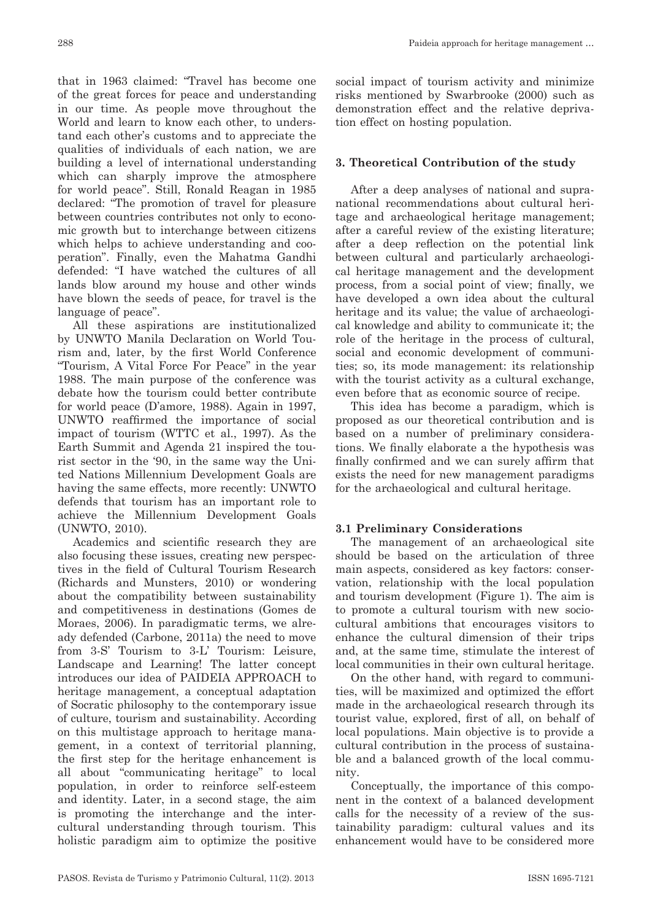that in 1963 claimed: "Travel has become one of the great forces for peace and understanding in our time. As people move throughout the World and learn to know each other, to understand each other's customs and to appreciate the qualities of individuals of each nation, we are building a level of international understanding which can sharply improve the atmosphere for world peace". Still, Ronald Reagan in 1985 declared: "The promotion of travel for pleasure between countries contributes not only to economic growth but to interchange between citizens which helps to achieve understanding and cooperation". Finally, even the Mahatma Gandhi defended: "I have watched the cultures of all lands blow around my house and other winds have blown the seeds of peace, for travel is the language of peace".

All these aspirations are institutionalized by UNWTO Manila Declaration on World Tourism and, later, by the first World Conference "Tourism, A Vital Force For Peace" in the year 1988. The main purpose of the conference was debate how the tourism could better contribute for world peace (D'amore, 1988). Again in 1997, UNWTO reaffirmed the importance of social impact of tourism (WTTC et al., 1997). As the Earth Summit and Agenda 21 inspired the tourist sector in the '90, in the same way the United Nations Millennium Development Goals are having the same effects, more recently: UNWTO defends that tourism has an important role to achieve the Millennium Development Goals (UNWTO, 2010).

Academics and scientific research they are also focusing these issues, creating new perspectives in the field of Cultural Tourism Research (Richards and Munsters, 2010) or wondering about the compatibility between sustainability and competitiveness in destinations (Gomes de Moraes, 2006). In paradigmatic terms, we already defended (Carbone, 2011a) the need to move from 3-S' Tourism to 3-L' Tourism: Leisure, Landscape and Learning! The latter concept introduces our idea of PAIDEIA APPROACH to heritage management, a conceptual adaptation of Socratic philosophy to the contemporary issue of culture, tourism and sustainability. According on this multistage approach to heritage management, in a context of territorial planning, the first step for the heritage enhancement is all about "communicating heritage" to local population, in order to reinforce self-esteem and identity. Later, in a second stage, the aim is promoting the interchange and the intercultural understanding through tourism. This holistic paradigm aim to optimize the positive social impact of tourism activity and minimize risks mentioned by Swarbrooke (2000) such as demonstration effect and the relative deprivation effect on hosting population.

## 3. Theoretical Contribution of the study

After a deep analyses of national and supranational recommendations about cultural heritage and archaeological heritage management; after a careful review of the existing literature; after a deep reflection on the potential link between cultural and particularly archaeological heritage management and the development process, from a social point of view; finally, we have developed a own idea about the cultural heritage and its value; the value of archaeological knowledge and ability to communicate it; the role of the heritage in the process of cultural, social and economic development of communities; so, its mode management: its relationship with the tourist activity as a cultural exchange, even before that as economic source of recipe.

This idea has become a paradigm, which is proposed as our theoretical contribution and is based on a number of preliminary considerations. We finally elaborate a the hypothesis was finally confirmed and we can surely affirm that exists the need for new management paradigms for the archaeological and cultural heritage.

### 3.1 Preliminary Considerations

The management of an archaeological site should be based on the articulation of three main aspects, considered as key factors: conservation, relationship with the local population and tourism development (Figure 1). The aim is to promote a cultural tourism with new sociocultural ambitions that encourages visitors to enhance the cultural dimension of their trips and, at the same time, stimulate the interest of local communities in their own cultural heritage.

On the other hand, with regard to communities, will be maximized and optimized the effort made in the archaeological research through its tourist value, explored, first of all, on behalf of local populations. Main objective is to provide a cultural contribution in the process of sustainable and a balanced growth of the local community.

Conceptually, the importance of this component in the context of a balanced development calls for the necessity of a review of the sustainability paradigm: cultural values and its enhancement would have to be considered more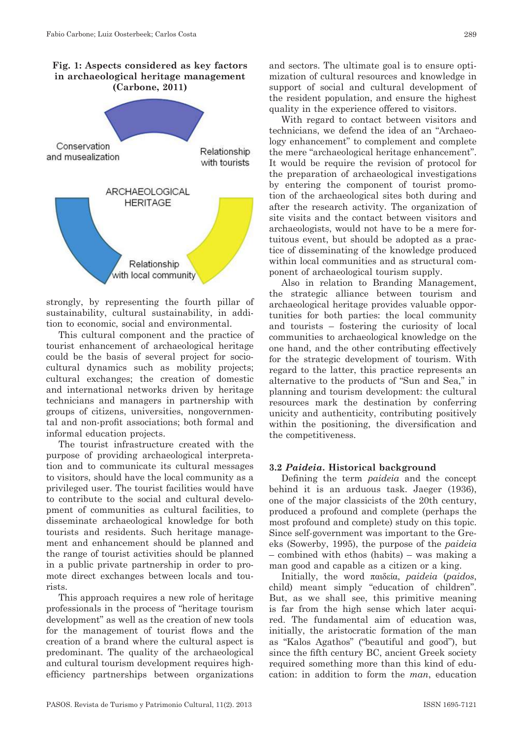**Fig. 1: Aspects considered as key factors in archaeological heritage management (Carbone, 2011)**

Conservation and musealization

Relationship with tourists

ARCHAEOLOGICAL HERITAGE

Relationship with local community

strongly, by representing the fourth pillar of sustainability, cultural sustainability, in addition to economic, social and environmental.

This cultural component and the practice of tourist enhancement of archaeological heritage could be the basis of several project for sociocultural dynamics such as mobility projects; cultural exchanges; the creation of domestic and international networks driven by heritage technicians and managers in partnership with groups of citizens, universities, nongovernmental and non-profit associations; both formal and informal education projects.

The tourist infrastructure created with the purpose of providing archaeological interpretation and to communicate its cultural messages to visitors, should have the local community as a privileged user. The tourist facilities would have to contribute to the social and cultural development of communities as cultural facilities, to disseminate archaeological knowledge for both tourists and residents. Such heritage management and enhancement should be planned and the range of tourist activities should be planned in a public private partnership in order to promote direct exchanges between locals and tourists.

This approach requires a new role of heritage professionals in the process of "heritage tourism development" as well as the creation of new tools for the management of tourist flows and the creation of a brand where the cultural aspect is predominant. The quality of the archaeological and cultural tourism development requires high-efficiency partnerships between organizations and sectors. The ultimate goal is to ensure optimization of cultural resources and knowledge in support of social and cultural development of the resident population, and ensure the highest quality in the experience offered to visitors.

With regard to contact between visitors and technicians, we defend the idea of an "Archaeology enhancement" to complement and complete the mere "archaeological heritage enhancement". It would be require the revision of protocol for the preparation of archaeological investigations by entering the component of tourist promotion of the archaeological sites both during and after the research activity. The organization of site visits and the contact between visitors and archaeologists, would not have to be a mere fortuitous event, but should be adopted as a practice of disseminating of the knowledge produced within local communities and as structural component of archaeological tourism supply.

Also in relation to Branding Management, the strategic alliance between tourism and archaeological heritage provides valuable opportunities for both parties: the local community and tourists – fostering the curiosity of local communities to archaeological knowledge on the one hand, and the other contributing effectively for the strategic development of tourism. With regard to the latter, this practice represents an alternative to the products of "Sun and Sea," in planning and tourism development: the cultural resources mark the destination by conferring unicity and authenticity, contributing positively within the positioning, the diversification and the competitiveness.

### 3.2 *Paideia*. Historical background

Defining the term *paideia* and the concept behind it is an arduous task. Jaeger (1936), one of the major classicists of the 20th century, produced a profound and complete (perhaps the most profound and complete) study on this topic. Since self-government was important to the Greeks (Sowerby, 1995), the purpose of the *paideia* – combined with ethos (habits) – was making a man good and capable as a citizen or a king.

Initially, the word παιδεία, *paideia* (*paidos*, child) meant simply "education of children". But, as we shall see, this primitive meaning is far from the high sense which later acquired. The fundamental aim of education was, initially, the aristocratic formation of the man as "Kalos Agathos" ("beautiful and good"), but since the fifth century BC, ancient Greek society required something more than this kind of education: in addition to form the *man*, education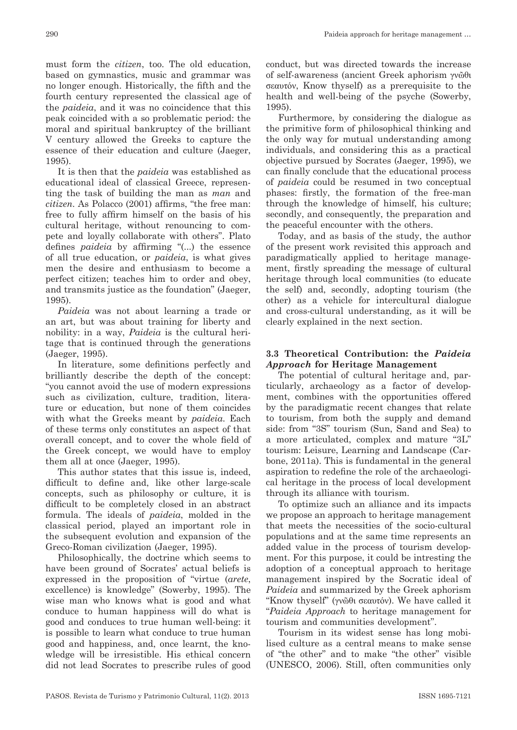must form the *citizen*, too. The old education, based on gymnastics, music and grammar was no longer enough. Historically, the fifth and the fourth century represented the classical age of the *paideia*, and it was no coincidence that this peak coincided with a so problematic period: the moral and spiritual bankruptcy of the brilliant V century allowed the Greeks to capture the essence of their education and culture (Jaeger, 1995).

It is then that the *paideia* was established as educational ideal of classical Greece, representing the task of building the man as *man* and *citizen*. As Polacco (2001) affirms, "the free man: free to fully affirm himself on the basis of his cultural heritage, without renouncing to compete and loyally collaborate with others". Plato defines *paideia* by affirming "(...) the essence of all true education, or *paideia*, is what gives men the desire and enthusiasm to become a perfect citizen; teaches him to order and obey, and transmits justice as the foundation" (Jaeger, 1995).

*Paideia* was not about learning a trade or an art, but was about training for liberty and nobility: in a way, *Paideia* is the cultural heritage that is continued through the generations (Jaeger, 1995).

In literature, some definitions perfectly and brilliantly describe the depth of the concept: "you cannot avoid the use of modern expressions such as civilization, culture, tradition, literature or education, but none of them coincides with what the Greeks meant by *paideia*. Each of these terms only constitutes an aspect of that overall concept, and to cover the whole field of the Greek concept, we would have to employ them all at once (Jaeger, 1995).

This author states that this issue is, indeed, difficult to define and, like other large-scale concepts, such as philosophy or culture, it is difficult to be completely closed in an abstract formula. The ideals of *paideia*, molded in the classical period, played an important role in the subsequent evolution and expansion of the Greco-Roman civilization (Jaeger, 1995).

Philosophically, the doctrine which seems to have been ground of Socrates' actual beliefs is expressed in the proposition of "virtue (*arete*, excellence) is knowledge" (Sowerby, 1995). The wise man who knows what is good and what conduce to human happiness will do what is good and conduces to true human well-being: it is possible to learn what conduce to true human good and happiness, and, once learnt, the knowledge will be irresistible. His ethical concern did not lead Socrates to prescribe rules of good conduct, but was directed towards the increase of self-awareness (ancient Greek aphorism γνῶθι σεαυτόν, Know thyself) as a prerequisite to the health and well-being of the psyche (Sowerby, 1995).

Furthermore, by considering the dialogue as the primitive form of philosophical thinking and the only way for mutual understanding among individuals, and considering this as a practical objective pursued by Socrates (Jaeger, 1995), we can finally conclude that the educational process of *paideia* could be resumed in two conceptual phases: firstly, the formation of the free-man through the knowledge of himself, his culture; secondly, and consequently, the preparation and the peaceful encounter with the others.

Today, and as basis of the study, the author of the present work revisited this approach and paradigmatically applied to heritage management, firstly spreading the message of cultural heritage through local communities (to educate the self) and, secondly, adopting tourism (the other) as a vehicle for intercultural dialogue and cross-cultural understanding, as it will be clearly explained in the next section.

### 3.3 Theoretical Contribution: the *Paideia Approach* for Heritage Management

The potential of cultural heritage and, particularly, archaeology as a factor of development, combines with the opportunities offered by the paradigmatic recent changes that relate to tourism, from both the supply and demand side: from "3S" tourism (Sun, Sand and Sea) to a more articulated, complex and mature "3L" tourism: Leisure, Learning and Landscape (Carbone, 2011a). This is fundamental in the general aspiration to redefine the role of the archaeological heritage in the process of local development through its alliance with tourism.

To optimize such an alliance and its impacts we propose an approach to heritage management that meets the necessities of the socio-cultural populations and at the same time represents an added value in the process of tourism development. For this purpose, it could be intresting the adoption of a conceptual approach to heritage management inspired by the Socratic ideal of *Paideia* and summarized by the Greek aphorism "Know thyself" (γνῶθι σεαυτόν). We have called it "*Paideia Approach* to heritage management for tourism and communities development".

Tourism in its widest sense has long mobilised culture as a central means to make sense of "the other" and to make "the other" visible (UNESCO, 2006). Still, often communities only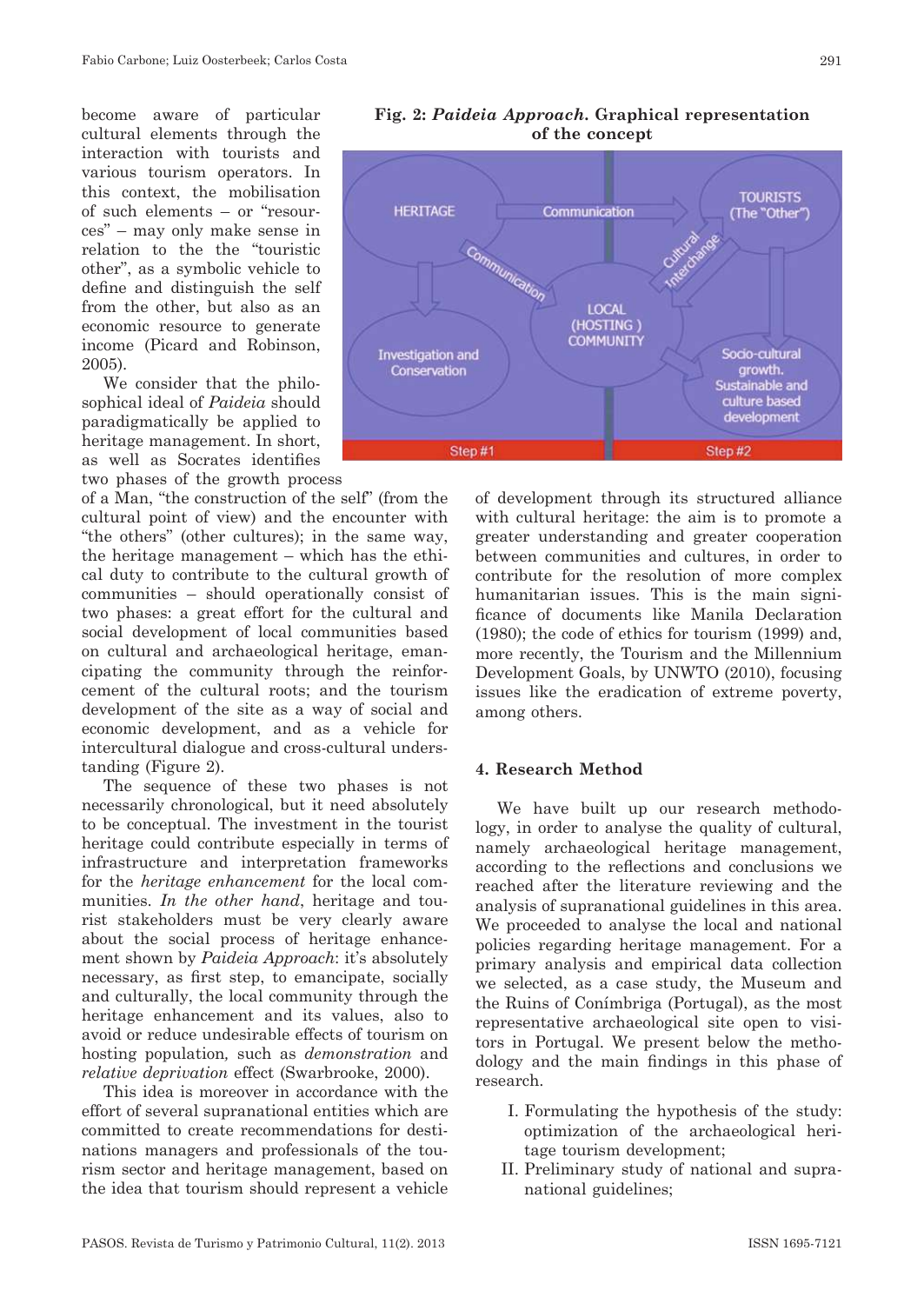become aware of particular cultural elements through the interaction with tourists and various tourism operators. In this context, the mobilisation of such elements – or "resources" – may only make sense in relation to the the "touristic other", as a symbolic vehicle to define and distinguish the self from the other, but also as an economic resource to generate income (Picard and Robinson, 2005).

We consider that the philosophical ideal of *Paideia* should paradigmatically be applied to heritage management. In short, as well as Socrates identifies two phases of the growth process of a Man, "the construction of the self" (from the cultural point of view) and the encounter with "the others" (other cultures); in the same way, the heritage management – which has the ethical duty to contribute to the cultural growth of communities – should operationally consist of two phases: a great effort for the cultural and social development of local communities based on cultural and archaeological heritage, emancipating the community through the reinforcement of the cultural roots; and the tourism development of the site as a way of social and economic development, and as a vehicle for intercultural dialogue and cross-cultural understanding (Figure 2).

**Fig. 2: *Paideia Approach*. Graphical representation of the concept**

The sequence of these two phases is not necessarily chronological, but it need absolutely to be conceptual. The investment in the tourist heritage could contribute especially in terms of infrastructure and interpretation frameworks for the *heritage enhancement* for the local communities. *In the other hand*, heritage and tourist stakeholders must be very clearly aware about the social process of heritage enhancement shown by *Paideia Approach*: it's absolutely necessary, as first step, to emancipate, socially and culturally, the local community through the heritage enhancement and its values, also to avoid or reduce undesirable effects of tourism on hosting population, such as *demonstration* and *relative deprivation* effect (Swarbrooke, 2000).

This idea is moreover in accordance with the effort of several supranational entities which are committed to create recommendations for destinations managers and professionals of the tourism sector and heritage management, based on the idea that tourism should represent a vehicle of development through its structured alliance with cultural heritage: the aim is to promote a greater understanding and greater cooperation between communities and cultures, in order to contribute for the resolution of more complex humanitarian issues. This is the main significance of documents like Manila Declaration (1980); the code of ethics for tourism (1999) and, more recently, the Tourism and the Millennium Development Goals, by UNWTO (2010), focusing issues like the eradication of extreme poverty, among others.

## 4. Research Method

We have built up our research methodology, in order to analyse the quality of cultural, namely archaeological heritage management, according to the reflections and conclusions we reached after the literature reviewing and the analysis of supranational guidelines in this area. We proceeded to analyse the local and national policies regarding heritage management. For a primary analysis and empirical data collection we selected, as a case study, the Museum and the Ruins of Conímbriga (Portugal), as the most representative archaeological site open to visitors in Portugal. We present below the methodology and the main findings in this phase of research.

I. Formulating the hypothesis of the study: optimization of the archaeological heritage tourism development;
II. Preliminary study of national and supranational guidelines;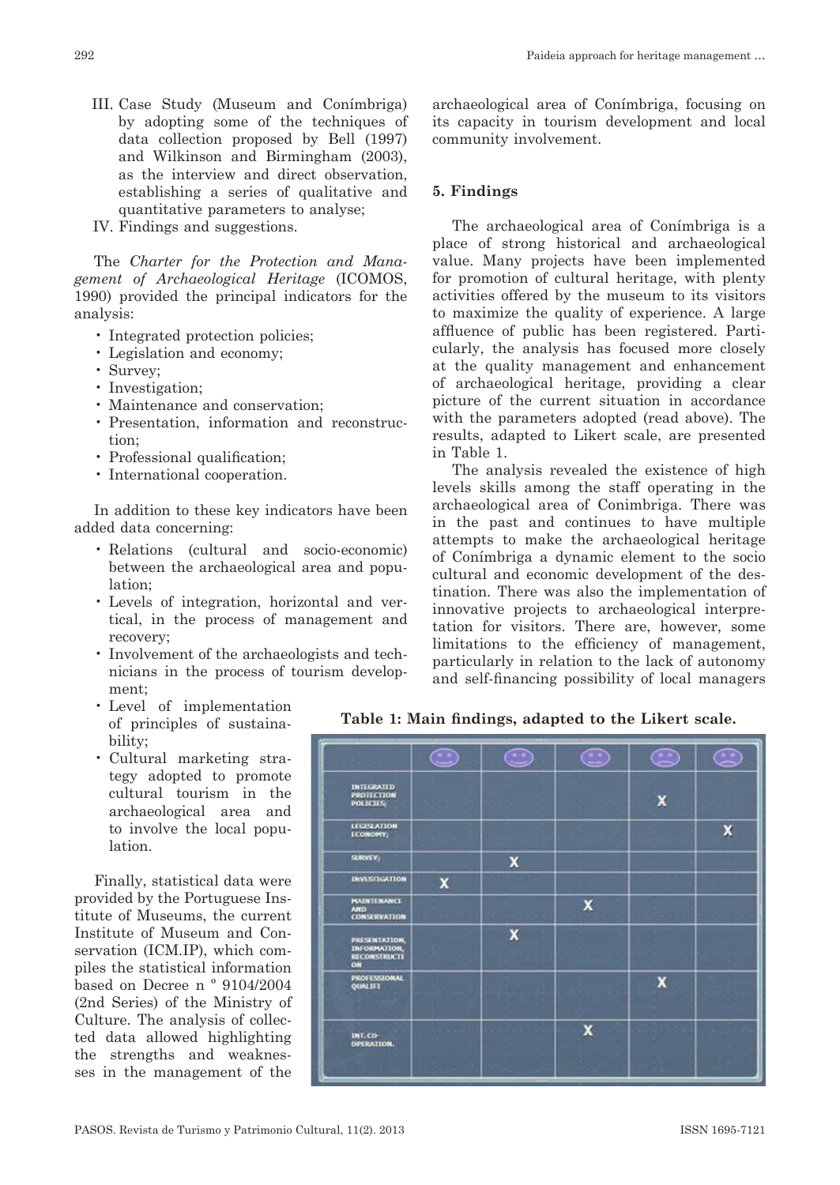III. Case Study (Museum and Conímbriga) by adopting some of the techniques of data collection proposed by Bell (1997) and Wilkinson and Birmingham (2003), as the interview and direct observation, establishing a series of qualitative and quantitative parameters to analyse;
IV. Findings and suggestions.

The *Charter for the Protection and Management of Archaeological Heritage* (ICOMOS, 1990) provided the principal indicators for the analysis:

- Integrated protection policies;
- Legislation and economy;
- Survey;
- Investigation;
- Maintenance and conservation;
- Presentation, information and reconstruction;
- Professional qualification;
- International cooperation.

In addition to these key indicators have been added data concerning:

- Relations (cultural and socio-economic) between the archaeological area and population;
- Levels of integration, horizontal and vertical, in the process of management and recovery;
- Involvement of the archaeologists and technicians in the process of tourism development;
- Level of implementation of principles of sustainability;
- Cultural marketing strategy adopted to promote cultural tourism in the archaeological area and to involve the local population.

Finally, statistical data were provided by the Portuguese Institute of Museums, the current Institute of Museum and Conservation (ICM.IP), which compiles the statistical information based on Decree n º 9104/2004 (2nd Series) of the Ministry of Culture. The analysis of collected data allowed highlighting the strengths and weaknesses in the management of the archaeological area of Conímbriga, focusing on its capacity in tourism development and local community involvement.

## 5. Findings

The archaeological area of Conímbriga is a place of strong historical and archaeological value. Many projects have been implemented for promotion of cultural heritage, with plenty activities offered by the museum to its visitors to maximize the quality of experience. A large affluence of public has been registered. Particularly, the analysis has focused more closely at the quality management and enhancement of archaeological heritage, providing a clear picture of the current situation in accordance with the parameters adopted (read above). The results, adapted to Likert scale, are presented in Table 1.

The analysis revealed the existence of high levels skills among the staff operating in the archaeological area of Conimbriga. There was in the past and continues to have multiple attempts to make the archaeological heritage of Conímbriga a dynamic element to the socio cultural and economic development of the destination. There was also the implementation of innovative projects to archaeological interpretation for visitors. There are, however, some limitations to the efficiency of management, particularly in relation to the lack of autonomy and self-financing possibility of local managers

**Table 1: Main findings, adapted to the Likert scale.**

| | ☺ | ☺ | 😐 | ☹ | ☹ |
|---|---|---|---|---|---|
| INTEGRATED PROTECTION POLICIES; | | | | X | |
| LEGISLATION ECONOMY; | | | | | X |
| SURVEY; | | X | | | |
| INVESTIGATION | X | | | | |
| MAINTENANCE AND CONSERVATION | | | X | | |
| PRESENTATION, INFORMATION, RECONSTRUCTION | | X | | | |
| PROFESSIONAL QUALIFI | | | | X | |
| INT. CO-OPERATION. | | | X | | |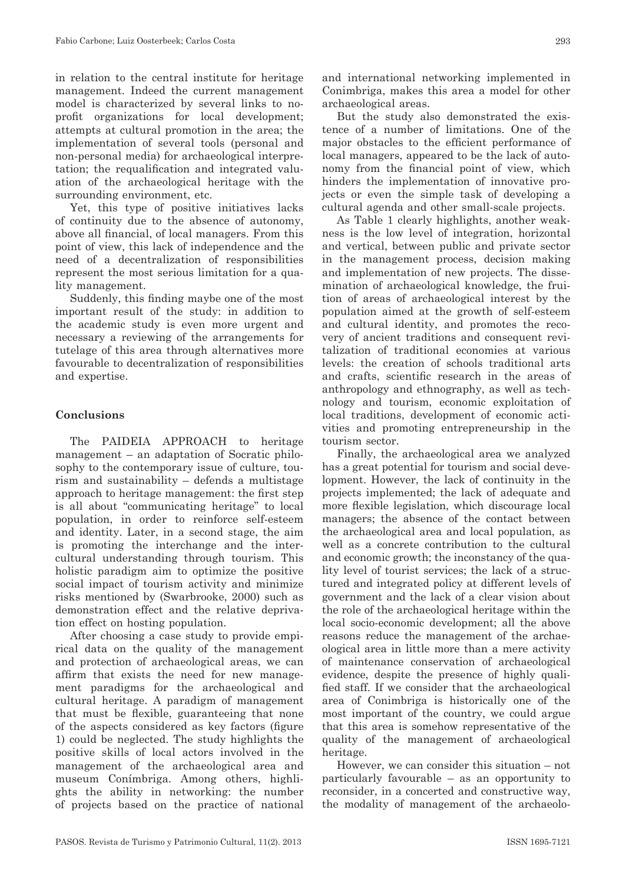in relation to the central institute for heritage management. Indeed the current management model is characterized by several links to non-profit organizations for local development; attempts at cultural promotion in the area; the implementation of several tools (personal and non-personal media) for archaeological interpretation; the requalification and integrated valuation of the archaeological heritage with the surrounding environment, etc.

Yet, this type of positive initiatives lacks of continuity due to the absence of autonomy, above all financial, of local managers. From this point of view, this lack of independence and the need of a decentralization of responsibilities represent the most serious limitation for a quality management.

Suddenly, this finding maybe one of the most important result of the study: in addition to the academic study is even more urgent and necessary a reviewing of the arrangements for tutelage of this area through alternatives more favourable to decentralization of responsibilities and expertise.

## Conclusions

The PAIDEIA APPROACH to heritage management – an adaptation of Socratic philosophy to the contemporary issue of culture, tourism and sustainability – defends a multistage approach to heritage management: the first step is all about "communicating heritage" to local population, in order to reinforce self-esteem and identity. Later, in a second stage, the aim is promoting the interchange and the intercultural understanding through tourism. This holistic paradigm aim to optimize the positive social impact of tourism activity and minimize risks mentioned by (Swarbrooke, 2000) such as demonstration effect and the relative deprivation effect on hosting population.

After choosing a case study to provide empirical data on the quality of the management and protection of archaeological areas, we can affirm that exists the need for new management paradigms for the archaeological and cultural heritage. A paradigm of management that must be flexible, guaranteeing that none of the aspects considered as key factors (figure 1) could be neglected. The study highlights the positive skills of local actors involved in the management of the archaeological area and museum Conímbriga. Among others, highlights the ability in networking: the number of projects based on the practice of national and international networking implemented in Conimbriga, makes this area a model for other archaeological areas.

But the study also demonstrated the existence of a number of limitations. One of the major obstacles to the efficient performance of local managers, appeared to be the lack of autonomy from the financial point of view, which hinders the implementation of innovative projects or even the simple task of developing a cultural agenda and other small-scale projects.

As Table 1 clearly highlights, another weakness is the low level of integration, horizontal and vertical, between public and private sector in the management process, decision making and implementation of new projects. The dissemination of archaeological knowledge, the fruition of areas of archaeological interest by the population aimed at the growth of self-esteem and cultural identity, and promotes the recovery of ancient traditions and consequent revitalization of traditional economies at various levels: the creation of schools traditional arts and crafts, scientific research in the areas of anthropology and ethnography, as well as technology and tourism, economic exploitation of local traditions, development of economic activities and promoting entrepreneurship in the tourism sector.

Finally, the archaeological area we analyzed has a great potential for tourism and social development. However, the lack of continuity in the projects implemented; the lack of adequate and more flexible legislation, which discourage local managers; the absence of the contact between the archaeological area and local population, as well as a concrete contribution to the cultural and economic growth; the inconstancy of the quality level of tourist services; the lack of a structured and integrated policy at different levels of government and the lack of a clear vision about the role of the archaeological heritage within the local socio-economic development; all the above reasons reduce the management of the archaeological area in little more than a mere activity of maintenance conservation of archaeological evidence, despite the presence of highly qualified staff. If we consider that the archaeological area of Conimbriga is historically one of the most important of the country, we could argue that this area is somehow representative of the quality of the management of archaeological heritage.

However, we can consider this situation – not particularly favourable – as an opportunity to reconsider, in a concerted and constructive way, the modality of management of the archaeolo-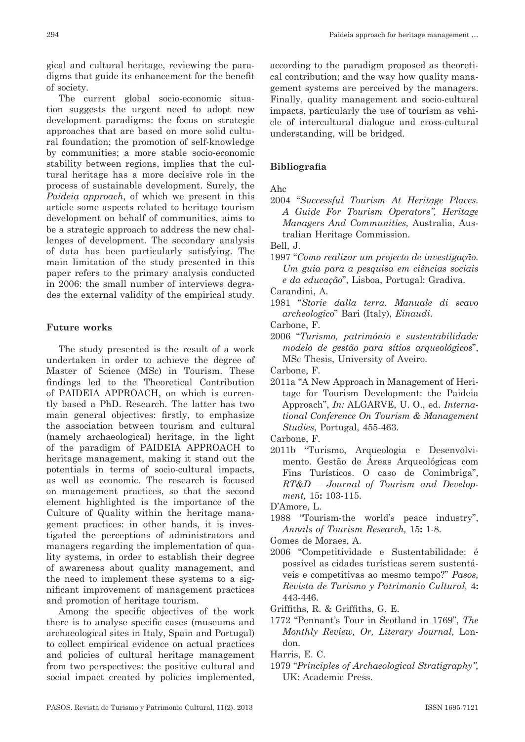gical and cultural heritage, reviewing the paradigms that guide its enhancement for the benefit of society.

The current global socio-economic situation suggests the urgent need to adopt new development paradigms: the focus on strategic approaches that are based on more solid cultural foundation; the promotion of self-knowledge by communities; a more stable socio-economic stability between regions, implies that the cultural heritage has a more decisive role in the process of sustainable development. Surely, the *Paideia approach*, of which we present in this article some aspects related to heritage tourism development on behalf of communities, aims to be a strategic approach to address the new challenges of development. The secondary analysis of data has been particularly satisfying. The main limitation of the study presented in this paper refers to the primary analysis conducted in 2006: the small number of interviews degrades the external validity of the empirical study.

## Future works

The study presented is the result of a work undertaken in order to achieve the degree of Master of Science (MSc) in Tourism. These findings led to the Theoretical Contribution of PAIDEIA APPROACH, on which is currently based a PhD. Research. The latter has two main general objectives: firstly, to emphasize the association between tourism and cultural (namely archaeological) heritage, in the light of the paradigm of PAIDEIA APPROACH to heritage management, making it stand out the potentials in terms of socio-cultural impacts, as well as economic. The research is focused on management practices, so that the second element highlighted is the importance of the Culture of Quality within the heritage management practices: in other hands, it is investigated the perceptions of administrators and managers regarding the implementation of quality systems, in order to establish their degree of awareness about quality management, and the need to implement these systems to a significant improvement of management practices and promotion of heritage tourism.

Among the specific objectives of the work there is to analyse specific cases (museums and archaeological sites in Italy, Spain and Portugal) to collect empirical evidence on actual practices and policies of cultural heritage management from two perspectives: the positive cultural and social impact created by policies implemented, according to the paradigm proposed as theoretical contribution; and the way how quality management systems are perceived by the managers. Finally, quality management and socio-cultural impacts, particularly the use of tourism as vehicle of intercultural dialogue and cross-cultural understanding, will be bridged.

## Bibliografia

Ahc

2004 "*Successful Tourism At Heritage Places. A Guide For Tourism Operators", Heritage Managers And Communities,* Australia, Australian Heritage Commission.

Bell, J.

1997 "*Como realizar um projecto de investigação. Um guia para a pesquisa em ciências sociais e da educação*", Lisboa, Portugal: Gradiva.

Carandini, A.

1981 "*Storie dalla terra. Manuale di scavo archeologico*" Bari (Italy), *Einaudi*.

Carbone, F.

2006 "*Turismo, património e sustentabilidade: modelo de gestão para sítios arqueológicos*", MSc Thesis, University of Aveiro.

Carbone, F.

2011a "A New Approach in Management of Heritage for Tourism Development: the Paideia Approach", *In:* ALGARVE, U. O., ed. *International Conference On Tourism & Management Studies*, Portugal, 455-463.

Carbone, F.

2011b "Turismo, Arqueologia e Desenvolvimento. Gestão de Áreas Arqueológicas com Fins Turísticos. O caso de Conimbriga", *RT&D – Journal of Tourism and Development,* 15**:** 103-115.

D'Amore, L.

1988 "Tourism-the world's peace industry", *Annals of Tourism Research,* 15**:** 1-8.

Gomes de Moraes, A.

2006 "Competitividade e Sustentabilidade: é possível as cidades turísticas serem sustentáveis e competitivas ao mesmo tempo?" *Pasos, Revista de Turismo y Patrimonio Cultural,* 4**:** 443-446.

Griffiths, R. & Griffiths, G. E.

1772 "Pennant's Tour in Scotland in 1769", *The Monthly Review, Or, Literary Journal,* London.

Harris, E. C.

1979 "*Principles of Archaeological Stratigraphy",* UK: Academic Press.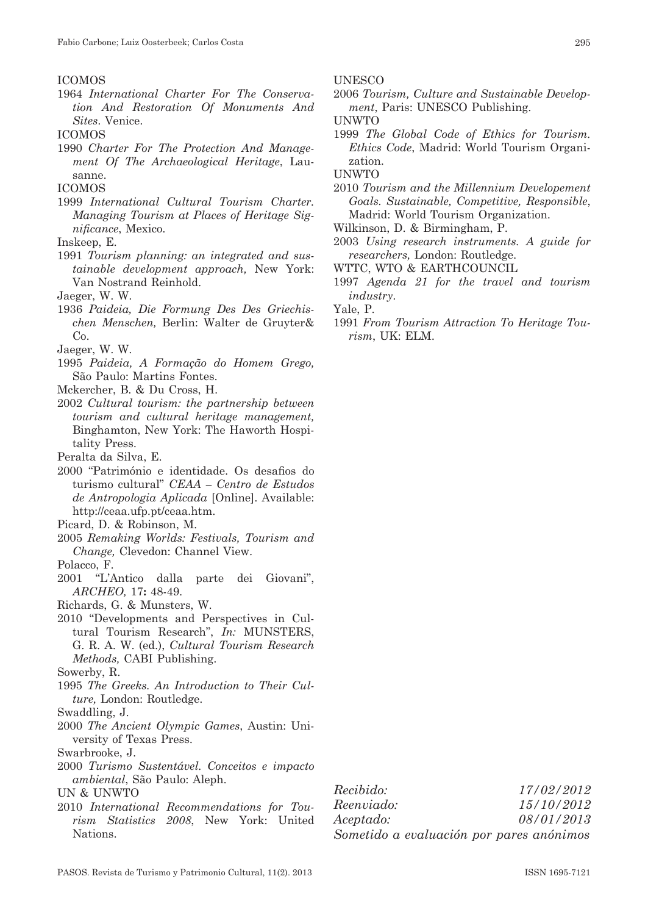ICOMOS

1964 *International Charter For The Conservation And Restoration Of Monuments And Sites*. Venice.

ICOMOS

1990 *Charter For The Protection And Management Of The Archaeological Heritage*, Lausanne.

ICOMOS

1999 *International Cultural Tourism Charter. Managing Tourism at Places of Heritage Significance*, Mexico.

Inskeep, E.

1991 *Tourism planning: an integrated and sustainable development approach,* New York: Van Nostrand Reinhold.

Jaeger, W. W.

1936 *Paideia, Die Formung Des Des Griechischen Menschen,* Berlin: Walter de Gruyter& Co.

Jaeger, W. W.

1995 *Paideia, A Formação do Homem Grego,* São Paulo: Martins Fontes.

Mckercher, B. & Du Cross, H.

2002 *Cultural tourism: the partnership between tourism and cultural heritage management,* Binghamton, New York: The Haworth Hospitality Press.

Peralta da Silva, E.

2000 "Património e identidade. Os desafios do turismo cultural" *CEAA – Centro de Estudos de Antropologia Aplicada* [Online]. Available: http://ceaa.ufp.pt/ceaa.htm.

Picard, D. & Robinson, M.

2005 *Remaking Worlds: Festivals, Tourism and Change,* Clevedon: Channel View.

Polacco, F.

2001 "L'Antico dalla parte dei Giovani", *ARCHEO,* 17**:** 48-49.

Richards, G. & Munsters, W.

2010 "Developments and Perspectives in Cultural Tourism Research", *In:* MUNSTERS, G. R. A. W. (ed.), *Cultural Tourism Research Methods,* CABI Publishing.

Sowerby, R.

1995 *The Greeks. An Introduction to Their Culture,* London: Routledge.

Swaddling, J.

2000 *The Ancient Olympic Games*, Austin: University of Texas Press.

Swarbrooke, J.

2000 *Turismo Sustentável. Conceitos e impacto ambiental*, São Paulo: Aleph.

UN & UNWTO

2010 *International Recommendations for Tourism Statistics 2008*, New York: United Nations.

UNESCO

2006 *Tourism, Culture and Sustainable Development*, Paris: UNESCO Publishing.

UNWTO

1999 *The Global Code of Ethics for Tourism. Ethics Code*, Madrid: World Tourism Organization.

UNWTO

2010 *Tourism and the Millennium Developement Goals. Sustainable, Competitive, Responsible*, Madrid: World Tourism Organization.

Wilkinson, D. & Birmingham, P.

2003 *Using research instruments. A guide for researchers,* London: Routledge.

WTTC, WTO & EARTHCOUNCIL

1997 *Agenda 21 for the travel and tourism industry*.

Yale, P.

1991 *From Tourism Attraction To Heritage Tourism*, UK: ELM.

*Recibido: 17/02/2012*
*Reenviado: 15/10/2012*
*Aceptado: 08/01/2013*
*Sometido a evaluación por pares anónimos*